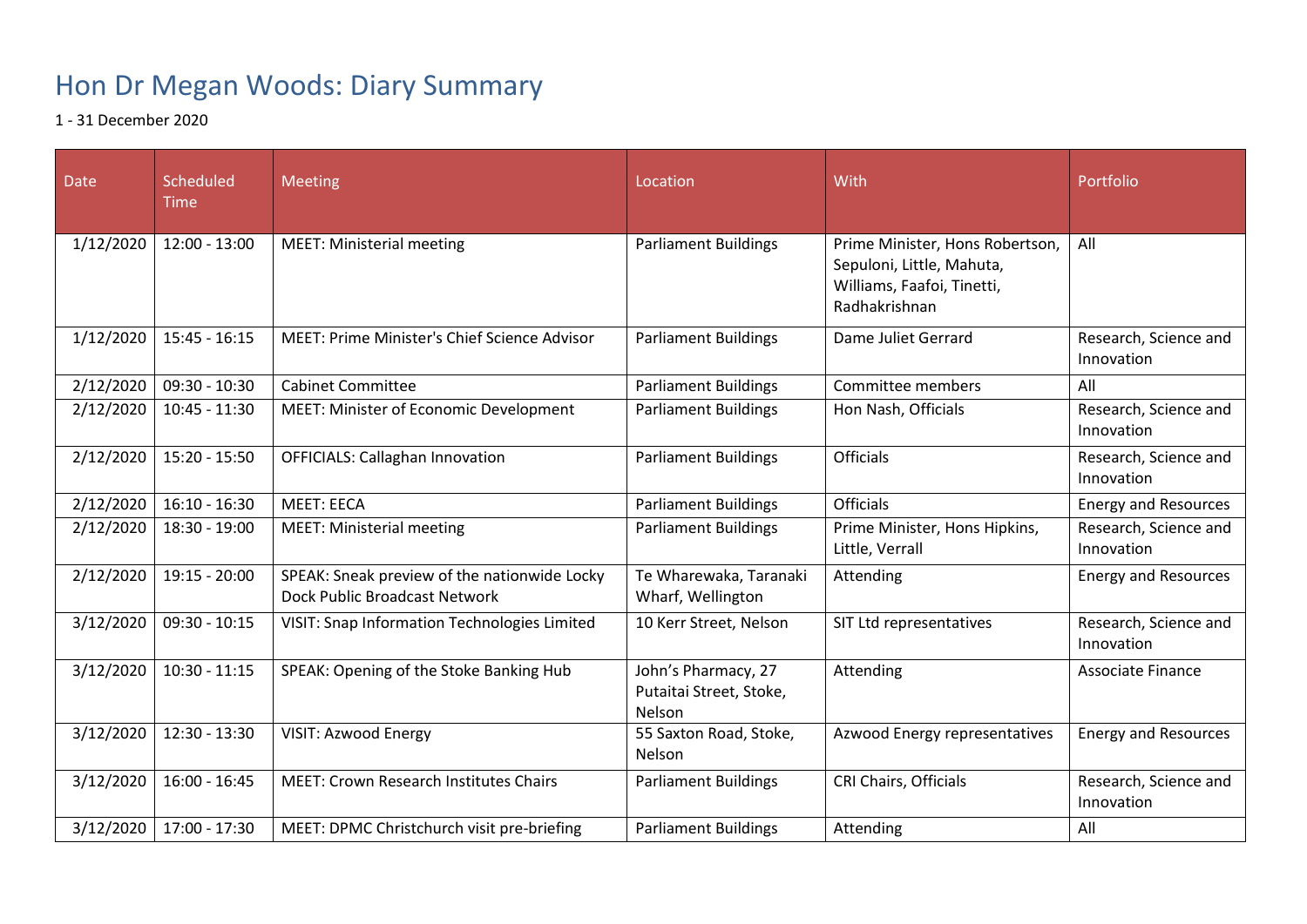# Hon Dr Megan Woods: Diary Summary

1 - 31 December 2020

| Date | Scheduled Time | Meeting | Location | With | Portfolio |
|---|---|---|---|---|---|
| 1/12/2020 | 12:00 - 13:00 | MEET: Ministerial meeting | Parliament Buildings | Prime Minister, Hons Robertson, Sepuloni, Little, Mahuta, Williams, Faafoi, Tinetti, Radhakrishnan | All |
| 1/12/2020 | 15:45 - 16:15 | MEET: Prime Minister's Chief Science Advisor | Parliament Buildings | Dame Juliet Gerrard | Research, Science and Innovation |
| 2/12/2020 | 09:30 - 10:30 | Cabinet Committee | Parliament Buildings | Committee members | All |
| 2/12/2020 | 10:45 - 11:30 | MEET: Minister of Economic Development | Parliament Buildings | Hon Nash, Officials | Research, Science and Innovation |
| 2/12/2020 | 15:20 - 15:50 | OFFICIALS: Callaghan Innovation | Parliament Buildings | Officials | Research, Science and Innovation |
| 2/12/2020 | 16:10 - 16:30 | MEET: EECA | Parliament Buildings | Officials | Energy and Resources |
| 2/12/2020 | 18:30 - 19:00 | MEET: Ministerial meeting | Parliament Buildings | Prime Minister, Hons Hipkins, Little, Verrall | Research, Science and Innovation |
| 2/12/2020 | 19:15 - 20:00 | SPEAK: Sneak preview of the nationwide Locky Dock Public Broadcast Network | Te Wharewaka, Taranaki Wharf, Wellington | Attending | Energy and Resources |
| 3/12/2020 | 09:30 - 10:15 | VISIT: Snap Information Technologies Limited | 10 Kerr Street, Nelson | SIT Ltd representatives | Research, Science and Innovation |
| 3/12/2020 | 10:30 - 11:15 | SPEAK: Opening of the Stoke Banking Hub | John's Pharmacy, 27 Putaitai Street, Stoke, Nelson | Attending | Associate Finance |
| 3/12/2020 | 12:30 - 13:30 | VISIT: Azwood Energy | 55 Saxton Road, Stoke, Nelson | Azwood Energy representatives | Energy and Resources |
| 3/12/2020 | 16:00 - 16:45 | MEET: Crown Research Institutes Chairs | Parliament Buildings | CRI Chairs, Officials | Research, Science and Innovation |
| 3/12/2020 | 17:00 - 17:30 | MEET: DPMC Christchurch visit pre-briefing | Parliament Buildings | Attending | All |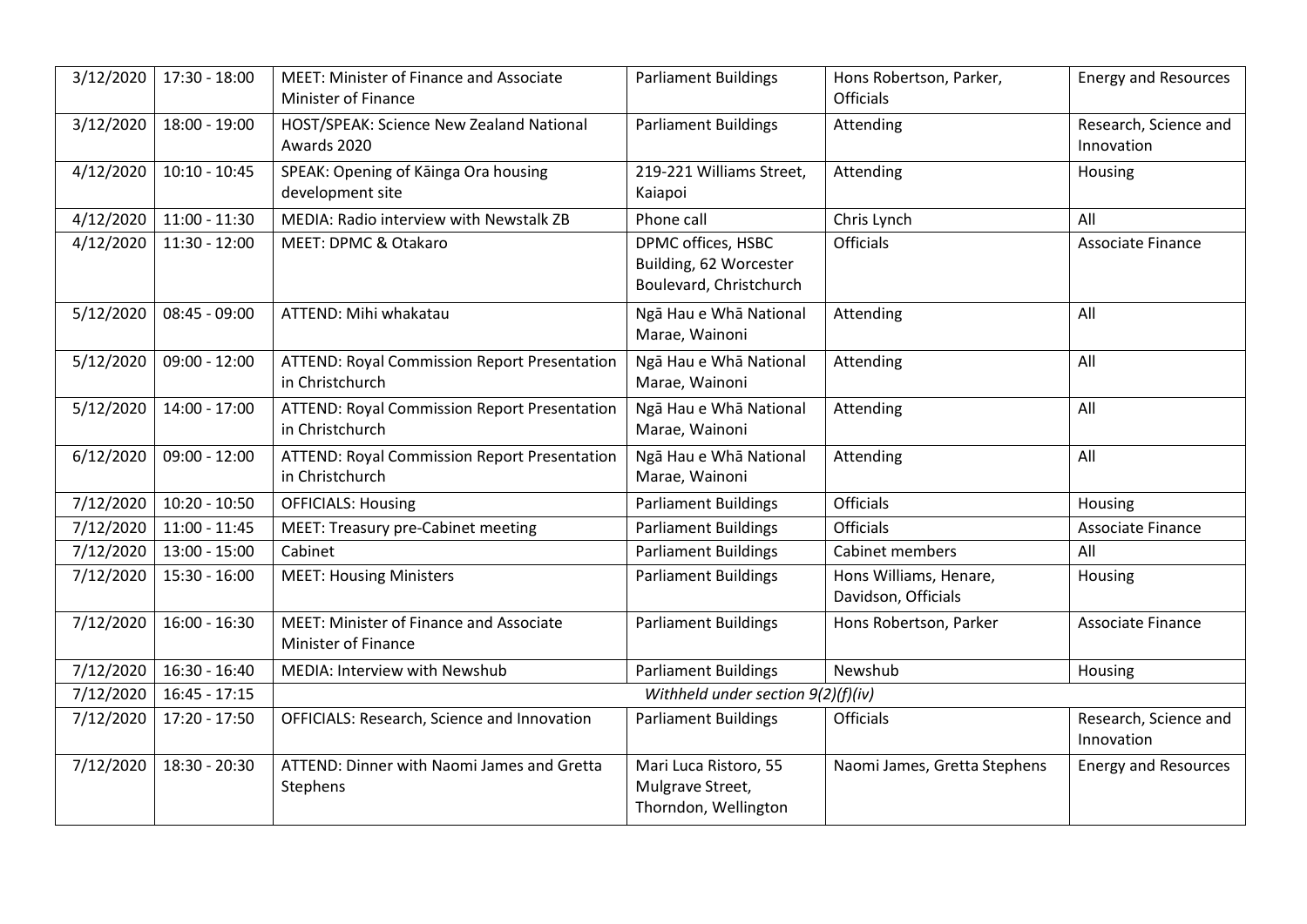| 3/12/2020 | 17:30 - 18:00 | MEET: Minister of Finance and Associate Minister of Finance | Parliament Buildings | Hons Robertson, Parker, Officials | Energy and Resources |
|---|---|---|---|---|---|
| 3/12/2020 | 18:00 - 19:00 | HOST/SPEAK: Science New Zealand National Awards 2020 | Parliament Buildings | Attending | Research, Science and Innovation |
| 4/12/2020 | 10:10 - 10:45 | SPEAK: Opening of Kāinga Ora housing development site | 219-221 Williams Street, Kaiapoi | Attending | Housing |
| 4/12/2020 | 11:00 - 11:30 | MEDIA: Radio interview with Newstalk ZB | Phone call | Chris Lynch | All |
| 4/12/2020 | 11:30 - 12:00 | MEET: DPMC & Otakaro | DPMC offices, HSBC Building, 62 Worcester Boulevard, Christchurch | Officials | Associate Finance |
| 5/12/2020 | 08:45 - 09:00 | ATTEND: Mihi whakatau | Ngā Hau e Whā National Marae, Wainoni | Attending | All |
| 5/12/2020 | 09:00 - 12:00 | ATTEND: Royal Commission Report Presentation in Christchurch | Ngā Hau e Whā National Marae, Wainoni | Attending | All |
| 5/12/2020 | 14:00 - 17:00 | ATTEND: Royal Commission Report Presentation in Christchurch | Ngā Hau e Whā National Marae, Wainoni | Attending | All |
| 6/12/2020 | 09:00 - 12:00 | ATTEND: Royal Commission Report Presentation in Christchurch | Ngā Hau e Whā National Marae, Wainoni | Attending | All |
| 7/12/2020 | 10:20 - 10:50 | OFFICIALS: Housing | Parliament Buildings | Officials | Housing |
| 7/12/2020 | 11:00 - 11:45 | MEET: Treasury pre-Cabinet meeting | Parliament Buildings | Officials | Associate Finance |
| 7/12/2020 | 13:00 - 15:00 | Cabinet | Parliament Buildings | Cabinet members | All |
| 7/12/2020 | 15:30 - 16:00 | MEET: Housing Ministers | Parliament Buildings | Hons Williams, Henare, Davidson, Officials | Housing |
| 7/12/2020 | 16:00 - 16:30 | MEET: Minister of Finance and Associate Minister of Finance | Parliament Buildings | Hons Robertson, Parker | Associate Finance |
| 7/12/2020 | 16:30 - 16:40 | MEDIA: Interview with Newshub | Parliament Buildings | Newshub | Housing |
| 7/12/2020 | 16:45 - 17:15 | *Withheld under section 9(2)(f)(iv)* | | | |
| 7/12/2020 | 17:20 - 17:50 | OFFICIALS: Research, Science and Innovation | Parliament Buildings | Officials | Research, Science and Innovation |
| 7/12/2020 | 18:30 - 20:30 | ATTEND: Dinner with Naomi James and Gretta Stephens | Mari Luca Ristoro, 55 Mulgrave Street, Thorndon, Wellington | Naomi James, Gretta Stephens | Energy and Resources |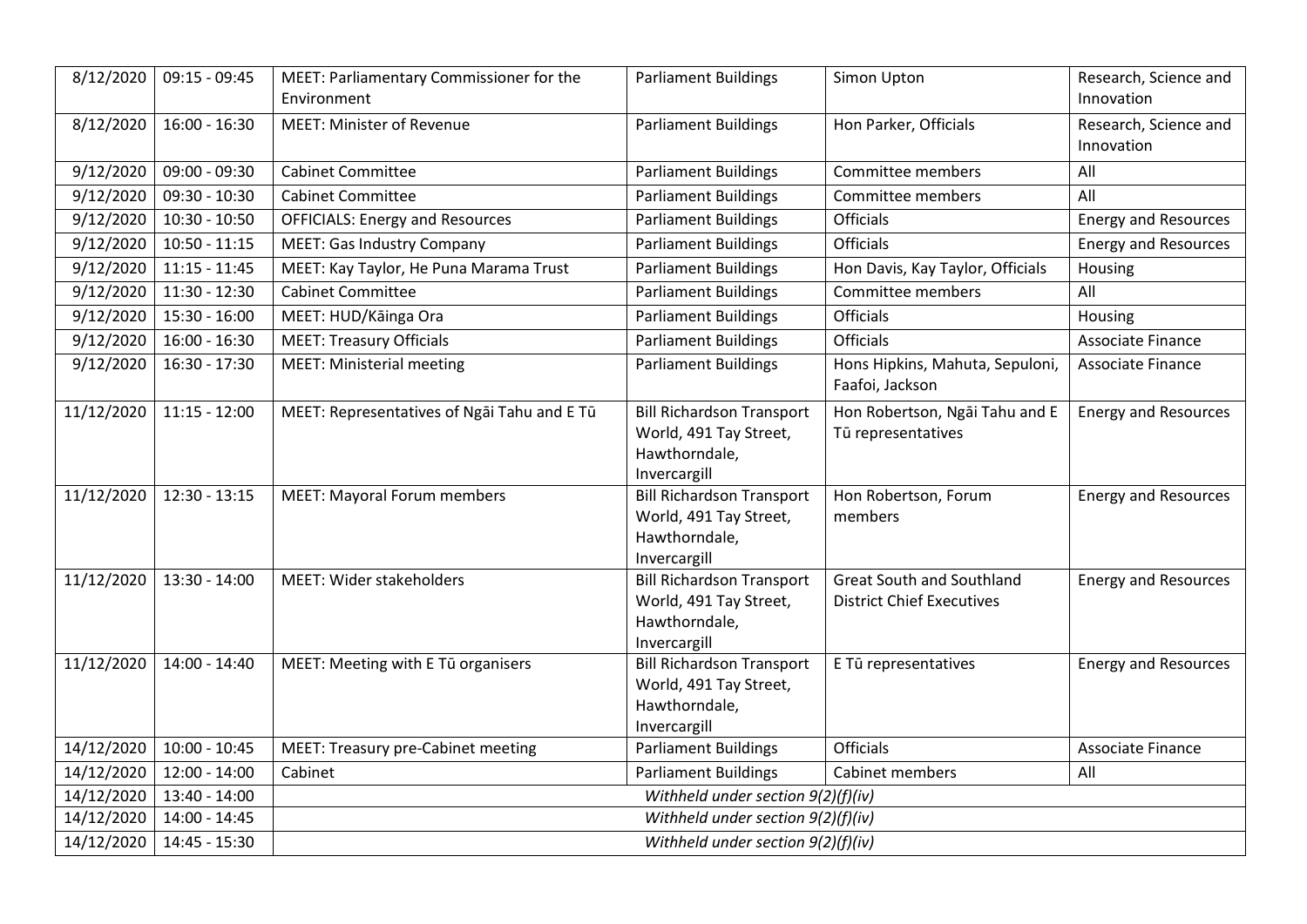| 8/12/2020 | 09:15 - 09:45 | MEET: Parliamentary Commissioner for the Environment | Parliament Buildings | Simon Upton | Research, Science and Innovation |
|---|---|---|---|---|---|
| 8/12/2020 | 16:00 - 16:30 | MEET: Minister of Revenue | Parliament Buildings | Hon Parker, Officials | Research, Science and Innovation |
| 9/12/2020 | 09:00 - 09:30 | Cabinet Committee | Parliament Buildings | Committee members | All |
| 9/12/2020 | 09:30 - 10:30 | Cabinet Committee | Parliament Buildings | Committee members | All |
| 9/12/2020 | 10:30 - 10:50 | OFFICIALS: Energy and Resources | Parliament Buildings | Officials | Energy and Resources |
| 9/12/2020 | 10:50 - 11:15 | MEET: Gas Industry Company | Parliament Buildings | Officials | Energy and Resources |
| 9/12/2020 | 11:15 - 11:45 | MEET: Kay Taylor, He Puna Marama Trust | Parliament Buildings | Hon Davis, Kay Taylor, Officials | Housing |
| 9/12/2020 | 11:30 - 12:30 | Cabinet Committee | Parliament Buildings | Committee members | All |
| 9/12/2020 | 15:30 - 16:00 | MEET: HUD/Kāinga Ora | Parliament Buildings | Officials | Housing |
| 9/12/2020 | 16:00 - 16:30 | MEET: Treasury Officials | Parliament Buildings | Officials | Associate Finance |
| 9/12/2020 | 16:30 - 17:30 | MEET: Ministerial meeting | Parliament Buildings | Hons Hipkins, Mahuta, Sepuloni, Faafoi, Jackson | Associate Finance |
| 11/12/2020 | 11:15 - 12:00 | MEET: Representatives of Ngāi Tahu and E Tū | Bill Richardson Transport World, 491 Tay Street, Hawthorndale, Invercargill | Hon Robertson, Ngāi Tahu and E Tū representatives | Energy and Resources |
| 11/12/2020 | 12:30 - 13:15 | MEET: Mayoral Forum members | Bill Richardson Transport World, 491 Tay Street, Hawthorndale, Invercargill | Hon Robertson, Forum members | Energy and Resources |
| 11/12/2020 | 13:30 - 14:00 | MEET: Wider stakeholders | Bill Richardson Transport World, 491 Tay Street, Hawthorndale, Invercargill | Great South and Southland District Chief Executives | Energy and Resources |
| 11/12/2020 | 14:00 - 14:40 | MEET: Meeting with E Tū organisers | Bill Richardson Transport World, 491 Tay Street, Hawthorndale, Invercargill | E Tū representatives | Energy and Resources |
| 14/12/2020 | 10:00 - 10:45 | MEET: Treasury pre-Cabinet meeting | Parliament Buildings | Officials | Associate Finance |
| 14/12/2020 | 12:00 - 14:00 | Cabinet | Parliament Buildings | Cabinet members | All |
| 14/12/2020 | 13:40 - 14:00 | *Withheld under section 9(2)(f)(iv)* | | | |
| 14/12/2020 | 14:00 - 14:45 | *Withheld under section 9(2)(f)(iv)* | | | |
| 14/12/2020 | 14:45 - 15:30 | *Withheld under section 9(2)(f)(iv)* | | | |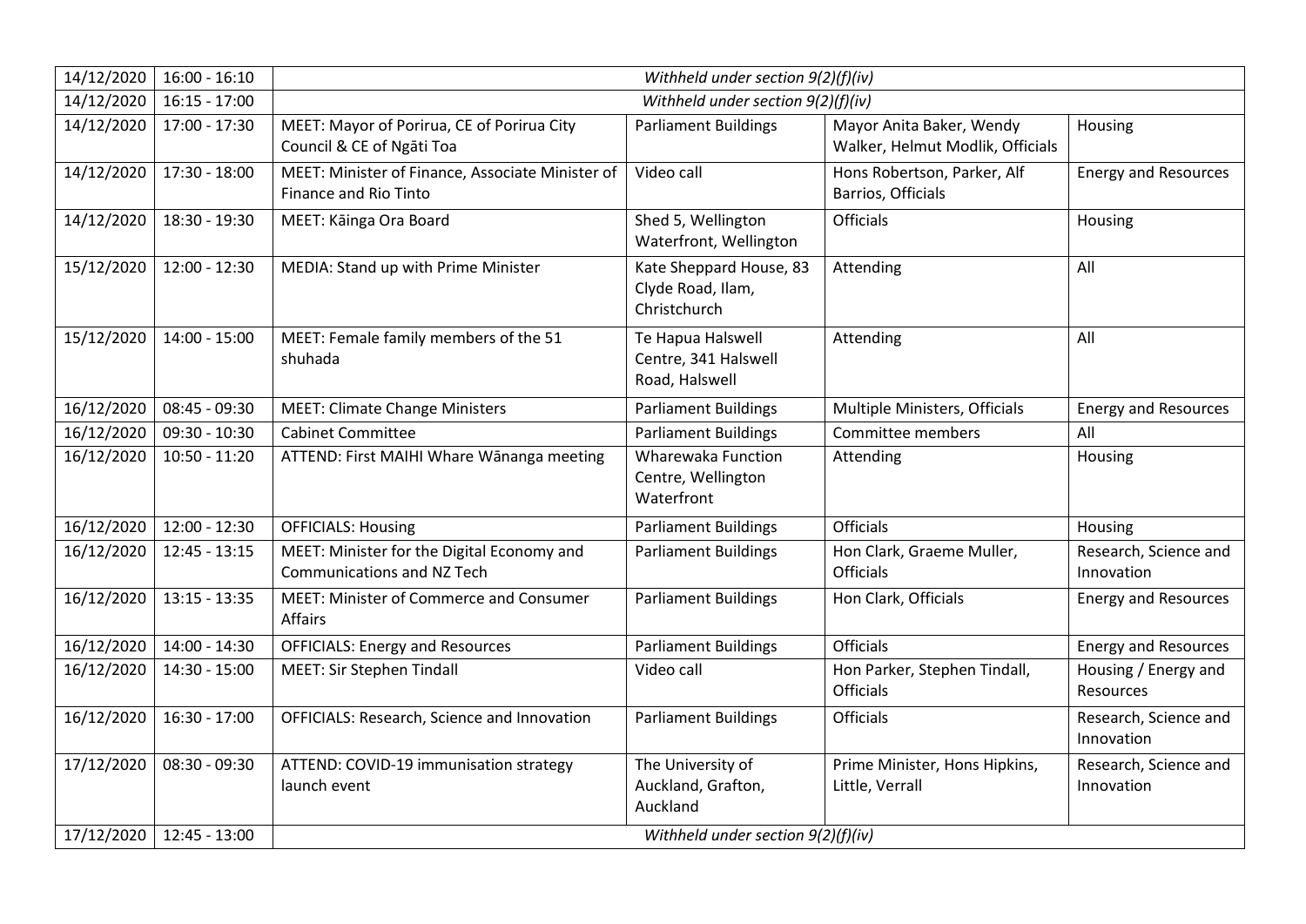| | | | | | |
|---|---|---|---|---|---|
| 14/12/2020 | 16:00 - 16:10 | *Withheld under section 9(2)(f)(iv)* | | | |
| 14/12/2020 | 16:15 - 17:00 | *Withheld under section 9(2)(f)(iv)* | | | |
| 14/12/2020 | 17:00 - 17:30 | MEET: Mayor of Porirua, CE of Porirua City Council & CE of Ngāti Toa | Parliament Buildings | Mayor Anita Baker, Wendy Walker, Helmut Modlik, Officials | Housing |
| 14/12/2020 | 17:30 - 18:00 | MEET: Minister of Finance, Associate Minister of Finance and Rio Tinto | Video call | Hons Robertson, Parker, Alf Barrios, Officials | Energy and Resources |
| 14/12/2020 | 18:30 - 19:30 | MEET: Kāinga Ora Board | Shed 5, Wellington Waterfront, Wellington | Officials | Housing |
| 15/12/2020 | 12:00 - 12:30 | MEDIA: Stand up with Prime Minister | Kate Sheppard House, 83 Clyde Road, Ilam, Christchurch | Attending | All |
| 15/12/2020 | 14:00 - 15:00 | MEET: Female family members of the 51 shuhada | Te Hapua Halswell Centre, 341 Halswell Road, Halswell | Attending | All |
| 16/12/2020 | 08:45 - 09:30 | MEET: Climate Change Ministers | Parliament Buildings | Multiple Ministers, Officials | Energy and Resources |
| 16/12/2020 | 09:30 - 10:30 | Cabinet Committee | Parliament Buildings | Committee members | All |
| 16/12/2020 | 10:50 - 11:20 | ATTEND: First MAIHI Whare Wānanga meeting | Wharewaka Function Centre, Wellington Waterfront | Attending | Housing |
| 16/12/2020 | 12:00 - 12:30 | OFFICIALS: Housing | Parliament Buildings | Officials | Housing |
| 16/12/2020 | 12:45 - 13:15 | MEET: Minister for the Digital Economy and Communications and NZ Tech | Parliament Buildings | Hon Clark, Graeme Muller, Officials | Research, Science and Innovation |
| 16/12/2020 | 13:15 - 13:35 | MEET: Minister of Commerce and Consumer Affairs | Parliament Buildings | Hon Clark, Officials | Energy and Resources |
| 16/12/2020 | 14:00 - 14:30 | OFFICIALS: Energy and Resources | Parliament Buildings | Officials | Energy and Resources |
| 16/12/2020 | 14:30 - 15:00 | MEET: Sir Stephen Tindall | Video call | Hon Parker, Stephen Tindall, Officials | Housing / Energy and Resources |
| 16/12/2020 | 16:30 - 17:00 | OFFICIALS: Research, Science and Innovation | Parliament Buildings | Officials | Research, Science and Innovation |
| 17/12/2020 | 08:30 - 09:30 | ATTEND: COVID-19 immunisation strategy launch event | The University of Auckland, Grafton, Auckland | Prime Minister, Hons Hipkins, Little, Verrall | Research, Science and Innovation |
| 17/12/2020 | 12:45 - 13:00 | *Withheld under section 9(2)(f)(iv)* | | | |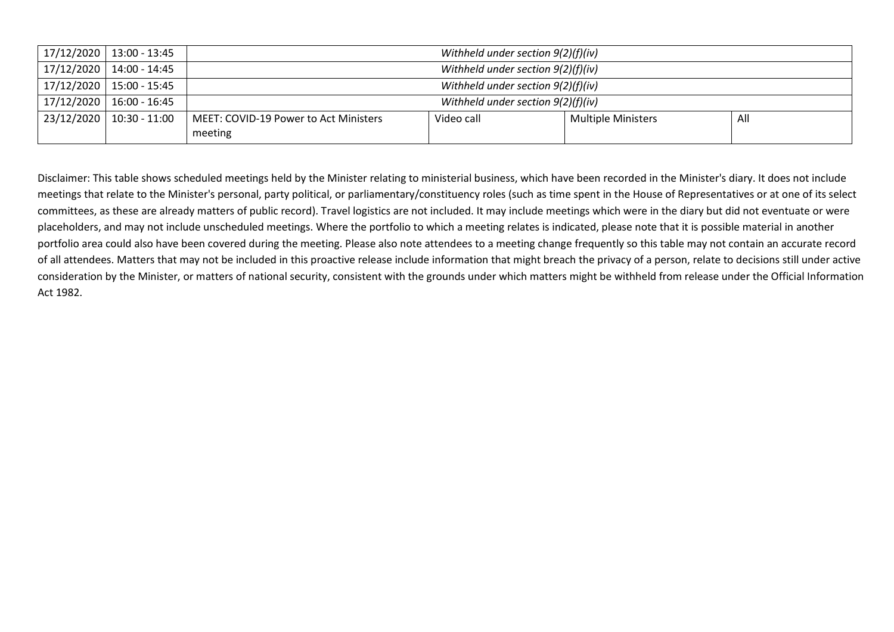| | | | | | |
|---|---|---|---|---|---|
| 17/12/2020 | 13:00 - 13:45 | *Withheld under section 9(2)(f)(iv)* | | | |
| 17/12/2020 | 14:00 - 14:45 | *Withheld under section 9(2)(f)(iv)* | | | |
| 17/12/2020 | 15:00 - 15:45 | *Withheld under section 9(2)(f)(iv)* | | | |
| 17/12/2020 | 16:00 - 16:45 | *Withheld under section 9(2)(f)(iv)* | | | |
| 23/12/2020 | 10:30 - 11:00 | MEET: COVID-19 Power to Act Ministers meeting | Video call | Multiple Ministers | All |

Disclaimer: This table shows scheduled meetings held by the Minister relating to ministerial business, which have been recorded in the Minister's diary. It does not include meetings that relate to the Minister's personal, party political, or parliamentary/constituency roles (such as time spent in the House of Representatives or at one of its select committees, as these are already matters of public record). Travel logistics are not included. It may include meetings which were in the diary but did not eventuate or were placeholders, and may not include unscheduled meetings. Where the portfolio to which a meeting relates is indicated, please note that it is possible material in another portfolio area could also have been covered during the meeting. Please also note attendees to a meeting change frequently so this table may not contain an accurate record of all attendees. Matters that may not be included in this proactive release include information that might breach the privacy of a person, relate to decisions still under active consideration by the Minister, or matters of national security, consistent with the grounds under which matters might be withheld from release under the Official Information Act 1982.